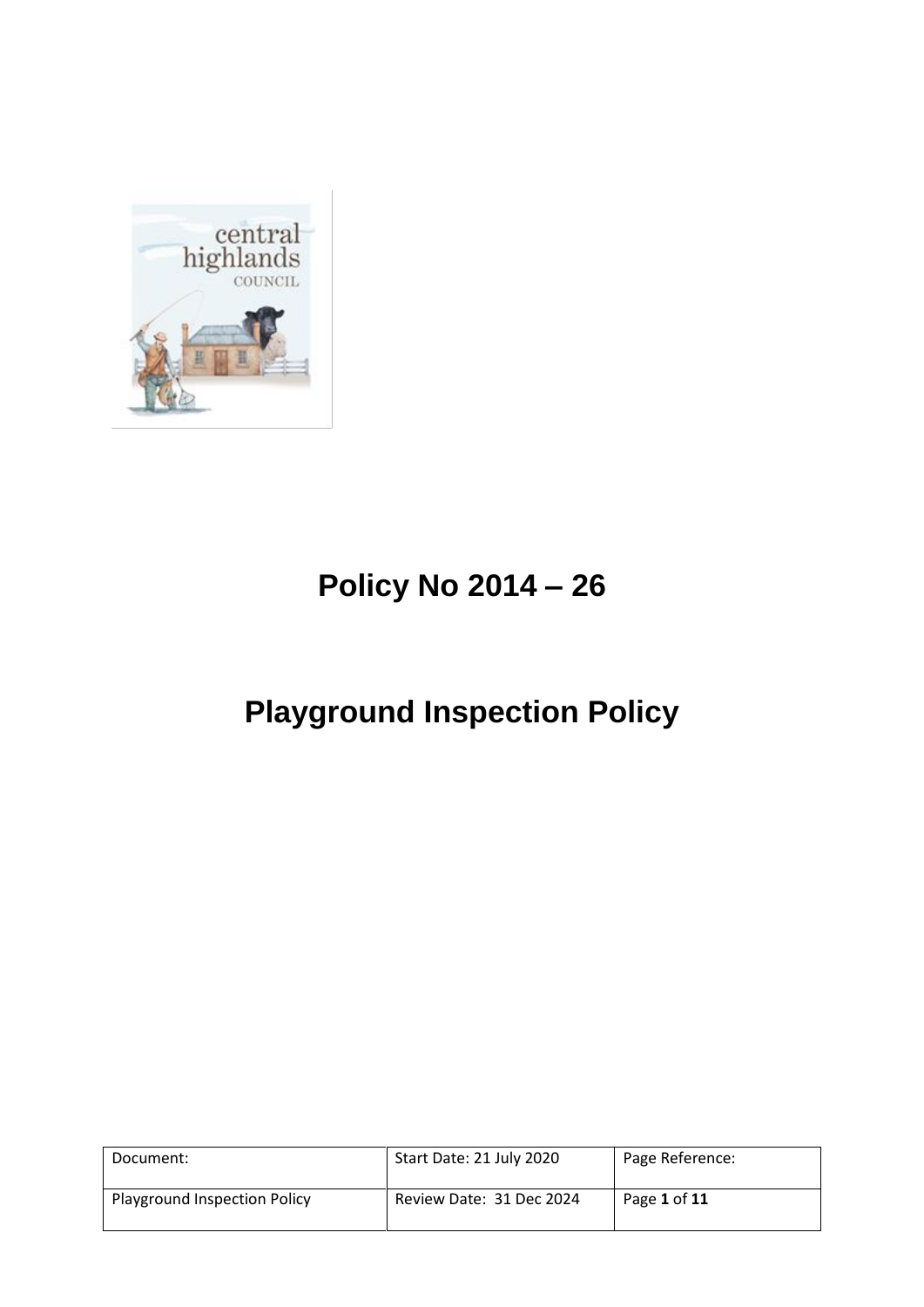# Policy No 2014 – 26

# Playground Inspection Policy

| Document: | Start Date: 21 July 2020 | Page Reference: |
|---|---|---|
| Playground Inspection Policy | Review Date: 31 Dec 2024 | Page **1** of **11** |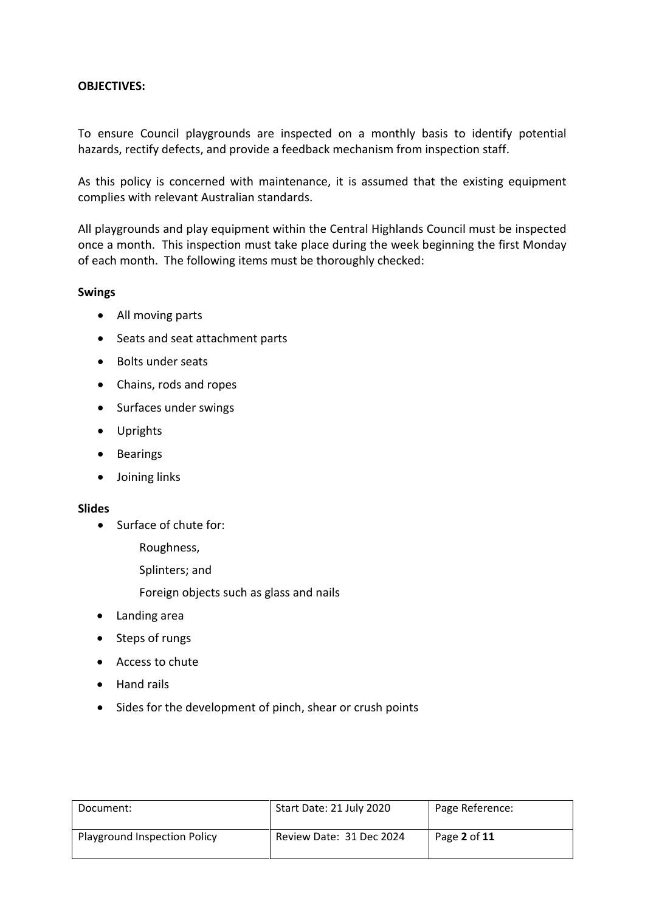**OBJECTIVES:**

To ensure Council playgrounds are inspected on a monthly basis to identify potential hazards, rectify defects, and provide a feedback mechanism from inspection staff.

As this policy is concerned with maintenance, it is assumed that the existing equipment complies with relevant Australian standards.

All playgrounds and play equipment within the Central Highlands Council must be inspected once a month. This inspection must take place during the week beginning the first Monday of each month. The following items must be thoroughly checked:

**Swings**

- All moving parts
- Seats and seat attachment parts
- Bolts under seats
- Chains, rods and ropes
- Surfaces under swings
- Uprights
- Bearings
- Joining links

**Slides**

- Surface of chute for:
  - Roughness,
  - Splinters; and
  - Foreign objects such as glass and nails
- Landing area
- Steps of rungs
- Access to chute
- Hand rails
- Sides for the development of pinch, shear or crush points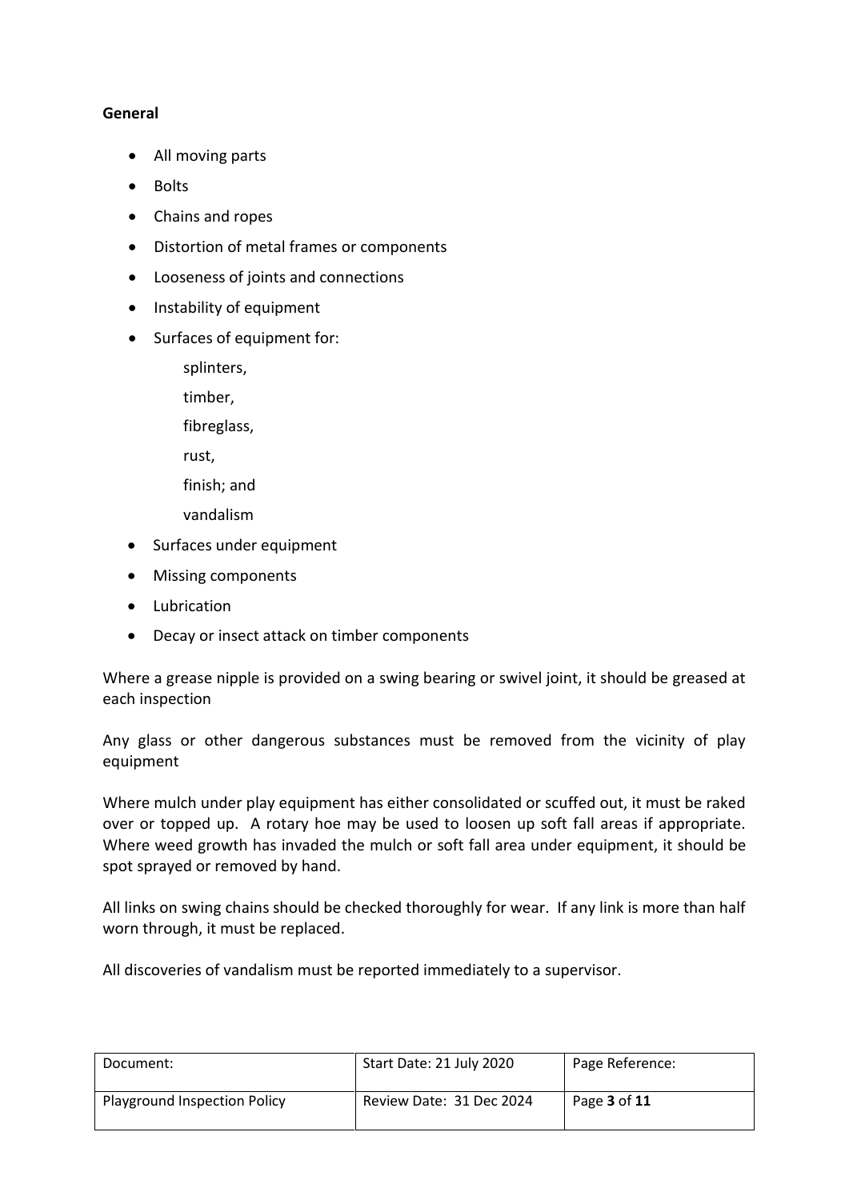**General**

- All moving parts
- Bolts
- Chains and ropes
- Distortion of metal frames or components
- Looseness of joints and connections
- Instability of equipment
- Surfaces of equipment for:
  - splinters,
  - timber,
  - fibreglass,
  - rust,
  - finish; and
  - vandalism
- Surfaces under equipment
- Missing components
- Lubrication
- Decay or insect attack on timber components

Where a grease nipple is provided on a swing bearing or swivel joint, it should be greased at each inspection

Any glass or other dangerous substances must be removed from the vicinity of play equipment

Where mulch under play equipment has either consolidated or scuffed out, it must be raked over or topped up. A rotary hoe may be used to loosen up soft fall areas if appropriate. Where weed growth has invaded the mulch or soft fall area under equipment, it should be spot sprayed or removed by hand.

All links on swing chains should be checked thoroughly for wear. If any link is more than half worn through, it must be replaced.

All discoveries of vandalism must be reported immediately to a supervisor.

| Document: | Start Date: 21 July 2020 | Page Reference: |
|---|---|---|
| Playground Inspection Policy | Review Date: 31 Dec 2024 | Page **3** of **11** |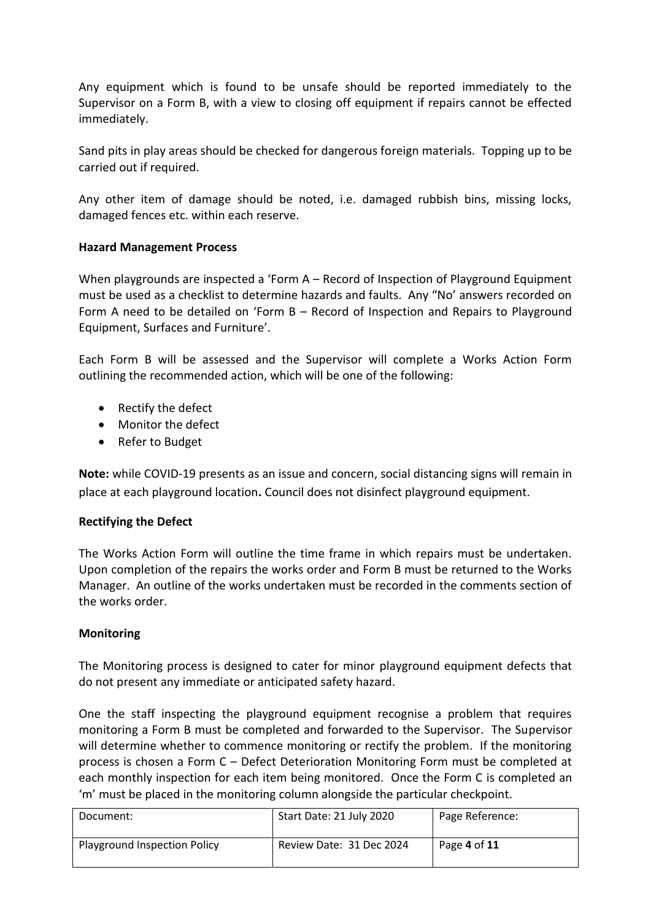Any equipment which is found to be unsafe should be reported immediately to the Supervisor on a Form B, with a view to closing off equipment if repairs cannot be effected immediately.

Sand pits in play areas should be checked for dangerous foreign materials. Topping up to be carried out if required.

Any other item of damage should be noted, i.e. damaged rubbish bins, missing locks, damaged fences etc. within each reserve.

**Hazard Management Process**

When playgrounds are inspected a 'Form A – Record of Inspection of Playground Equipment must be used as a checklist to determine hazards and faults. Any "No' answers recorded on Form A need to be detailed on 'Form B – Record of Inspection and Repairs to Playground Equipment, Surfaces and Furniture'.

Each Form B will be assessed and the Supervisor will complete a Works Action Form outlining the recommended action, which will be one of the following:

- Rectify the defect
- Monitor the defect
- Refer to Budget

**Note:** while COVID-19 presents as an issue and concern, social distancing signs will remain in place at each playground location**.** Council does not disinfect playground equipment.

**Rectifying the Defect**

The Works Action Form will outline the time frame in which repairs must be undertaken. Upon completion of the repairs the works order and Form B must be returned to the Works Manager. An outline of the works undertaken must be recorded in the comments section of the works order.

**Monitoring**

The Monitoring process is designed to cater for minor playground equipment defects that do not present any immediate or anticipated safety hazard.

One the staff inspecting the playground equipment recognise a problem that requires monitoring a Form B must be completed and forwarded to the Supervisor. The Supervisor will determine whether to commence monitoring or rectify the problem. If the monitoring process is chosen a Form C – Defect Deterioration Monitoring Form must be completed at each monthly inspection for each item being monitored. Once the Form C is completed an 'm' must be placed in the monitoring column alongside the particular checkpoint.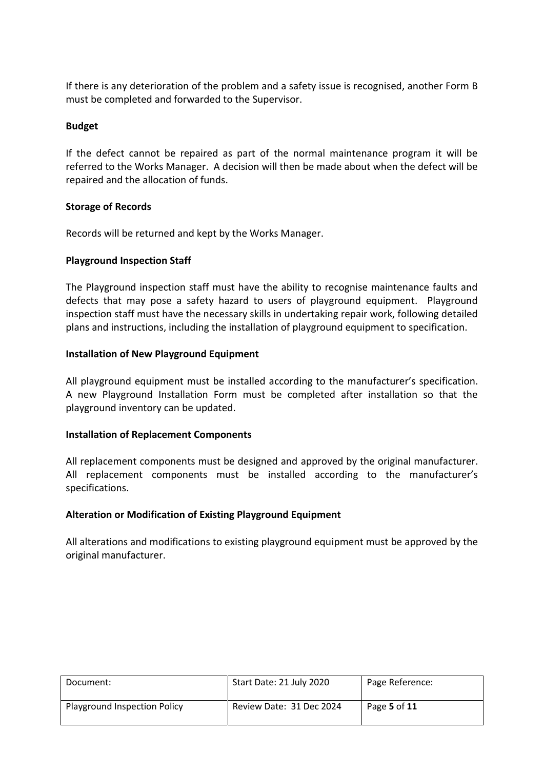If there is any deterioration of the problem and a safety issue is recognised, another Form B must be completed and forwarded to the Supervisor.

**Budget**

If the defect cannot be repaired as part of the normal maintenance program it will be referred to the Works Manager. A decision will then be made about when the defect will be repaired and the allocation of funds.

**Storage of Records**

Records will be returned and kept by the Works Manager.

**Playground Inspection Staff**

The Playground inspection staff must have the ability to recognise maintenance faults and defects that may pose a safety hazard to users of playground equipment. Playground inspection staff must have the necessary skills in undertaking repair work, following detailed plans and instructions, including the installation of playground equipment to specification.

**Installation of New Playground Equipment**

All playground equipment must be installed according to the manufacturer's specification. A new Playground Installation Form must be completed after installation so that the playground inventory can be updated.

**Installation of Replacement Components**

All replacement components must be designed and approved by the original manufacturer. All replacement components must be installed according to the manufacturer's specifications.

**Alteration or Modification of Existing Playground Equipment**

All alterations and modifications to existing playground equipment must be approved by the original manufacturer.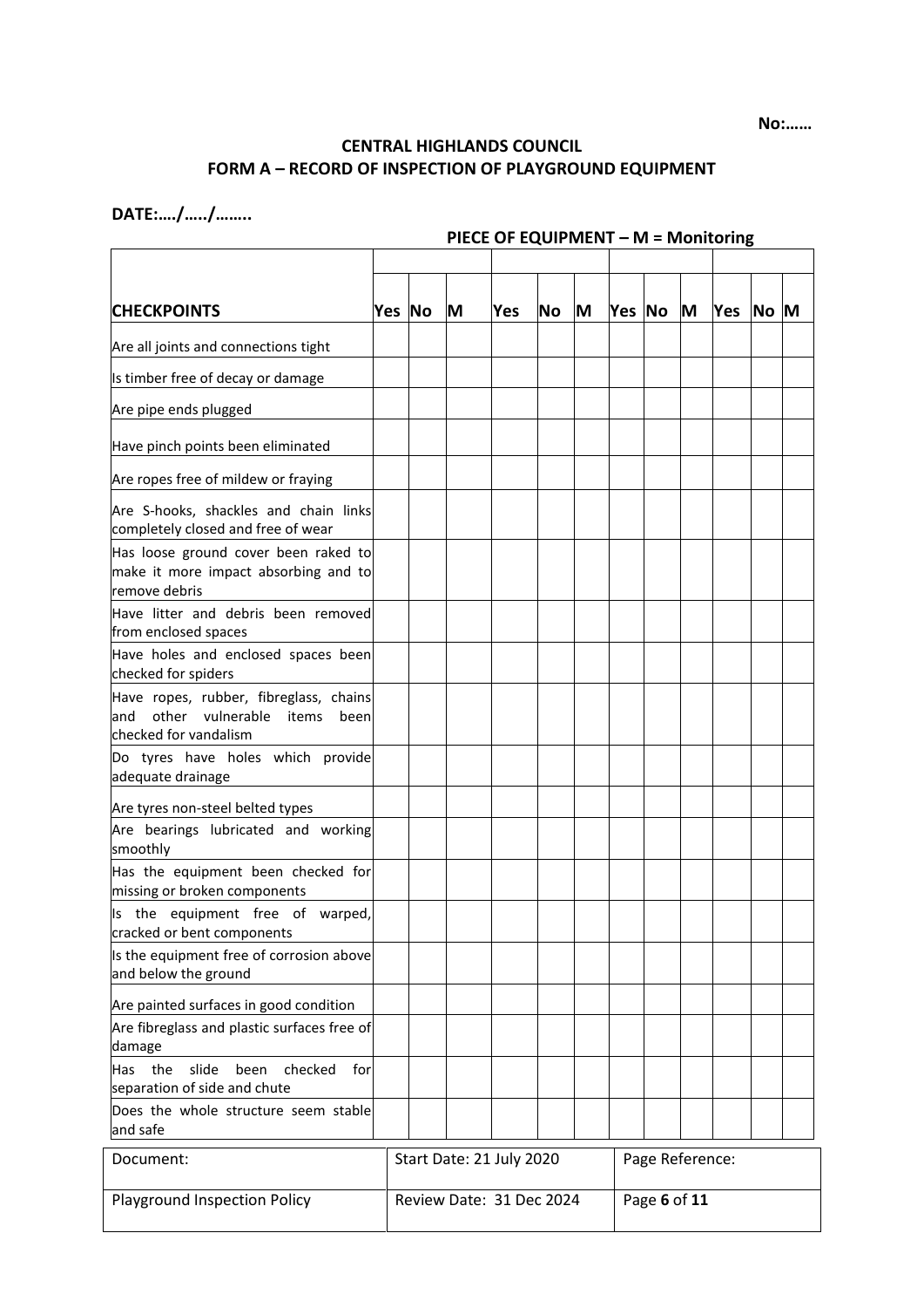No:……

**CENTRAL HIGHLANDS COUNCIL**
**FORM A – RECORD OF INSPECTION OF PLAYGROUND EQUIPMENT**

**DATE:…./…../……..**

**PIECE OF EQUIPMENT – M = Monitoring**

| | | | | | | | | | | | | |
|---|---|---|---|---|---|---|---|---|---|---|---|---|
| **CHECKPOINTS** | **Yes** | **No** | **M** | **Yes** | **No** | **M** | **Yes** | **No** | **M** | **Yes** | **No** | **M** |
| Are all joints and connections tight | | | | | | | | | | | | |
| Is timber free of decay or damage | | | | | | | | | | | | |
| Are pipe ends plugged | | | | | | | | | | | | |
| Have pinch points been eliminated | | | | | | | | | | | | |
| Are ropes free of mildew or fraying | | | | | | | | | | | | |
| Are S-hooks, shackles and chain links completely closed and free of wear | | | | | | | | | | | | |
| Has loose ground cover been raked to make it more impact absorbing and to remove debris | | | | | | | | | | | | |
| Have litter and debris been removed from enclosed spaces | | | | | | | | | | | | |
| Have holes and enclosed spaces been checked for spiders | | | | | | | | | | | | |
| Have ropes, rubber, fibreglass, chains and other vulnerable items been checked for vandalism | | | | | | | | | | | | |
| Do tyres have holes which provide adequate drainage | | | | | | | | | | | | |
| Are tyres non-steel belted types | | | | | | | | | | | | |
| Are bearings lubricated and working smoothly | | | | | | | | | | | | |
| Has the equipment been checked for missing or broken components | | | | | | | | | | | | |
| Is the equipment free of warped, cracked or bent components | | | | | | | | | | | | |
| Is the equipment free of corrosion above and below the ground | | | | | | | | | | | | |
| Are painted surfaces in good condition | | | | | | | | | | | | |
| Are fibreglass and plastic surfaces free of damage | | | | | | | | | | | | |
| Has the slide been checked for separation of side and chute | | | | | | | | | | | | |
| Does the whole structure seem stable and safe | | | | | | | | | | | | |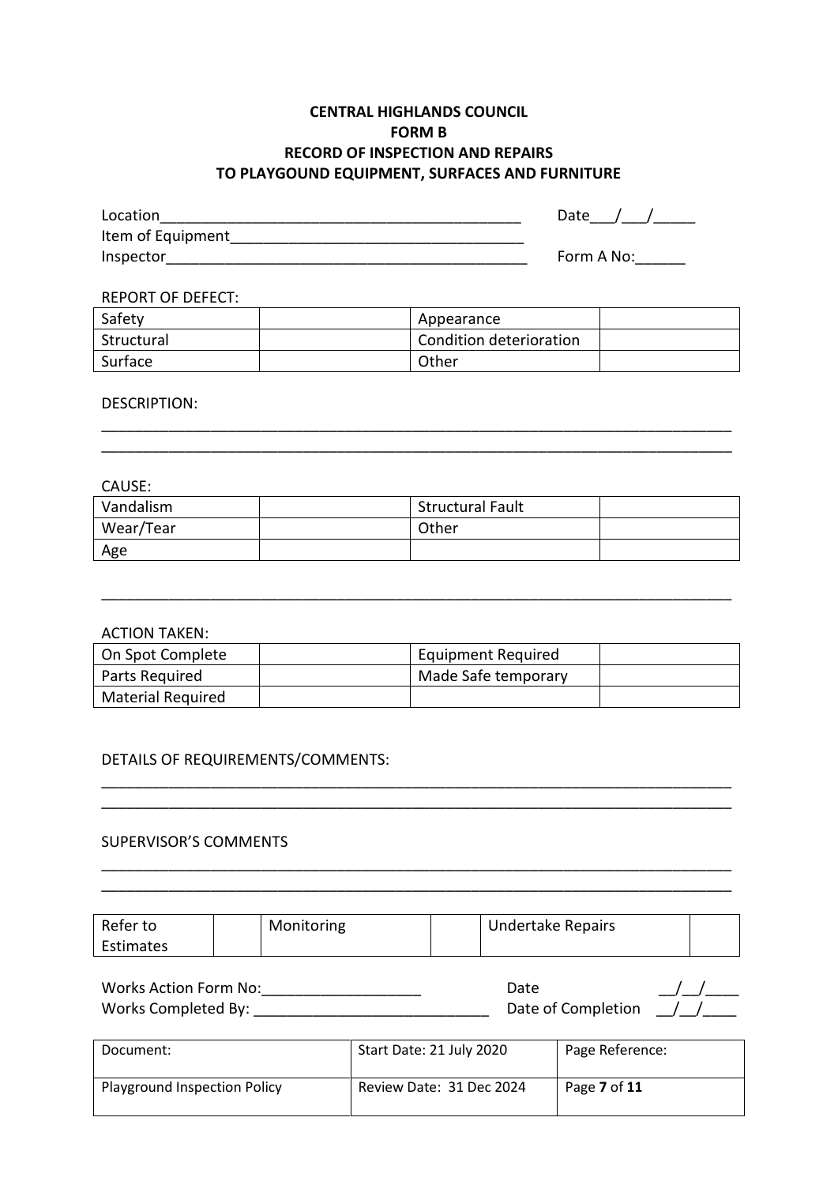**CENTRAL HIGHLANDS COUNCIL**
**FORM B**
**RECORD OF INSPECTION AND REPAIRS**
**TO PLAYGOUND EQUIPMENT, SURFACES AND FURNITURE**

Location_____________________________________________ Date___/___/_____
Item of Equipment___________________________________
Inspector____________________________________________ Form A No:______

REPORT OF DEFECT:

| Safety | | Appearance | |
|---|---|---|---|
| Structural | | Condition deterioration | |
| Surface | | Other | |

DESCRIPTION:

_____________________________________________________________________________
_____________________________________________________________________________

CAUSE:

| Vandalism | | Structural Fault | |
|---|---|---|---|
| Wear/Tear | | Other | |
| Age | | | |

_____________________________________________________________________________

ACTION TAKEN:

| On Spot Complete | | Equipment Required | |
|---|---|---|---|
| Parts Required | | Made Safe temporary | |
| Material Required | | | |

DETAILS OF REQUIREMENTS/COMMENTS:

_____________________________________________________________________________
_____________________________________________________________________________

SUPERVISOR'S COMMENTS

_____________________________________________________________________________
_____________________________________________________________________________

| Refer to Estimates | | Monitoring | | Undertake Repairs | |
|---|---|---|---|---|---|

Works Action Form No:___________________ Date __/__/____
Works Completed By: ____________________________ Date of Completion __/__/____

| Document: | Start Date: 21 July 2020 | Page Reference: |
|---|---|---|
| Playground Inspection Policy | Review Date: 31 Dec 2024 | Page **7** of **11** |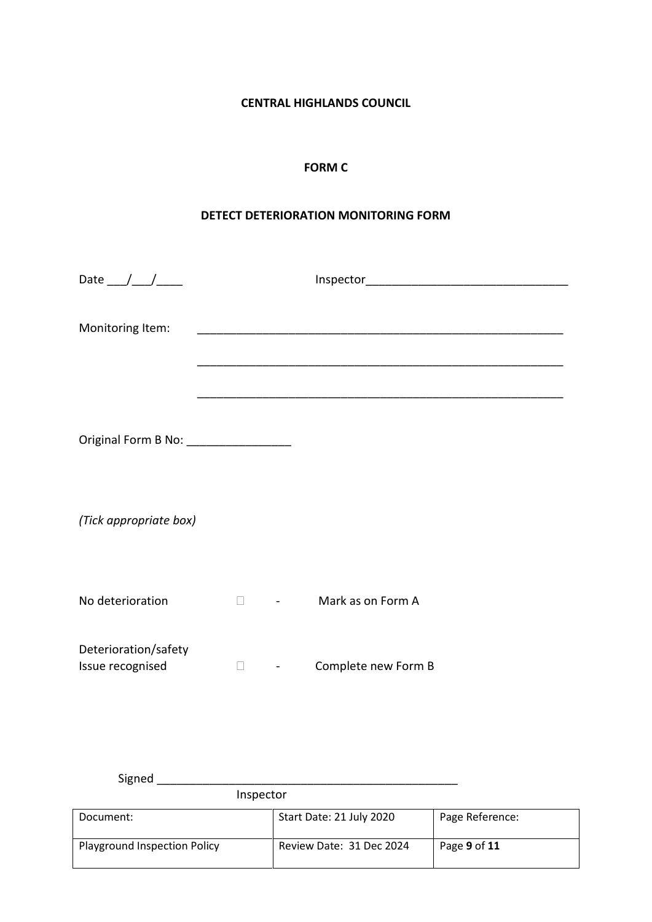**CENTRAL HIGHLANDS COUNCIL**

**FORM C**

**DETECT DETERIORATION MONITORING FORM**

Date ___/___/____ Inspector_______________________________

Monitoring Item: _________________________________________________________

_________________________________________________________

_________________________________________________________

Original Form B No: ________________

*(Tick appropriate box)*

No deterioration ☐ - Mark as on Form A

Deterioration/safety Issue recognised ☐ - Complete new Form B

Signed _______________________________________________

Inspector

| Document: | Start Date: 21 July 2020 | Page Reference: |
|---|---|---|
| Playground Inspection Policy | Review Date: 31 Dec 2024 | Page **9** of **11** |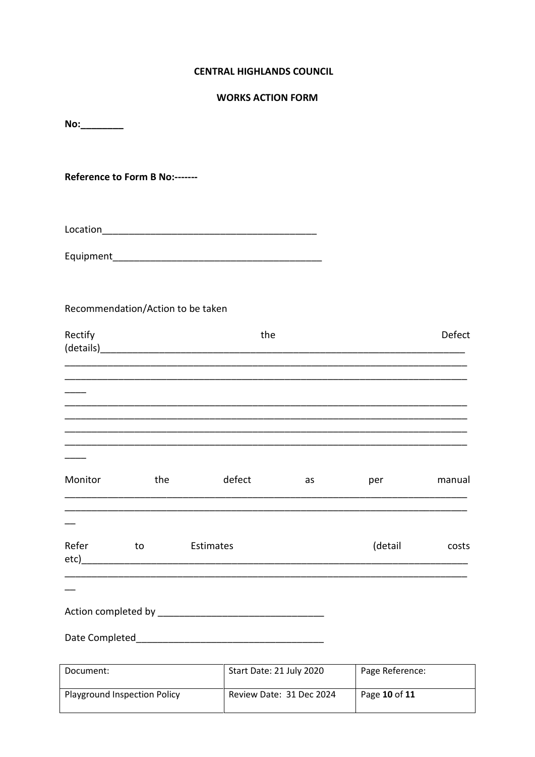**CENTRAL HIGHLANDS COUNCIL**

**WORKS ACTION FORM**

**No:________**

**Reference to Form B No:-------**

Location_________________________________________

Equipment_________________________________________

Recommendation/Action to be taken

Rectify the Defect (details)_______________________________________________________________________
_______________________________________________________________________________
_______________________________________________________________________________
____
_______________________________________________________________________________
_______________________________________________________________________________
_______________________________________________________________________________
_______________________________________________________________________________
____

Monitor the defect as per manual
_______________________________________________________________________________
_______________________________________________________________________________
__

Refer to Estimates (detail costs etc)_____________________________________________________________________________
_______________________________________________________________________________
__

Action completed by _______________________________

Date Completed___________________________________

| Document: | Start Date: 21 July 2020 | Page Reference: |
|---|---|---|
| Playground Inspection Policy | Review Date: 31 Dec 2024 | Page **10** of **11** |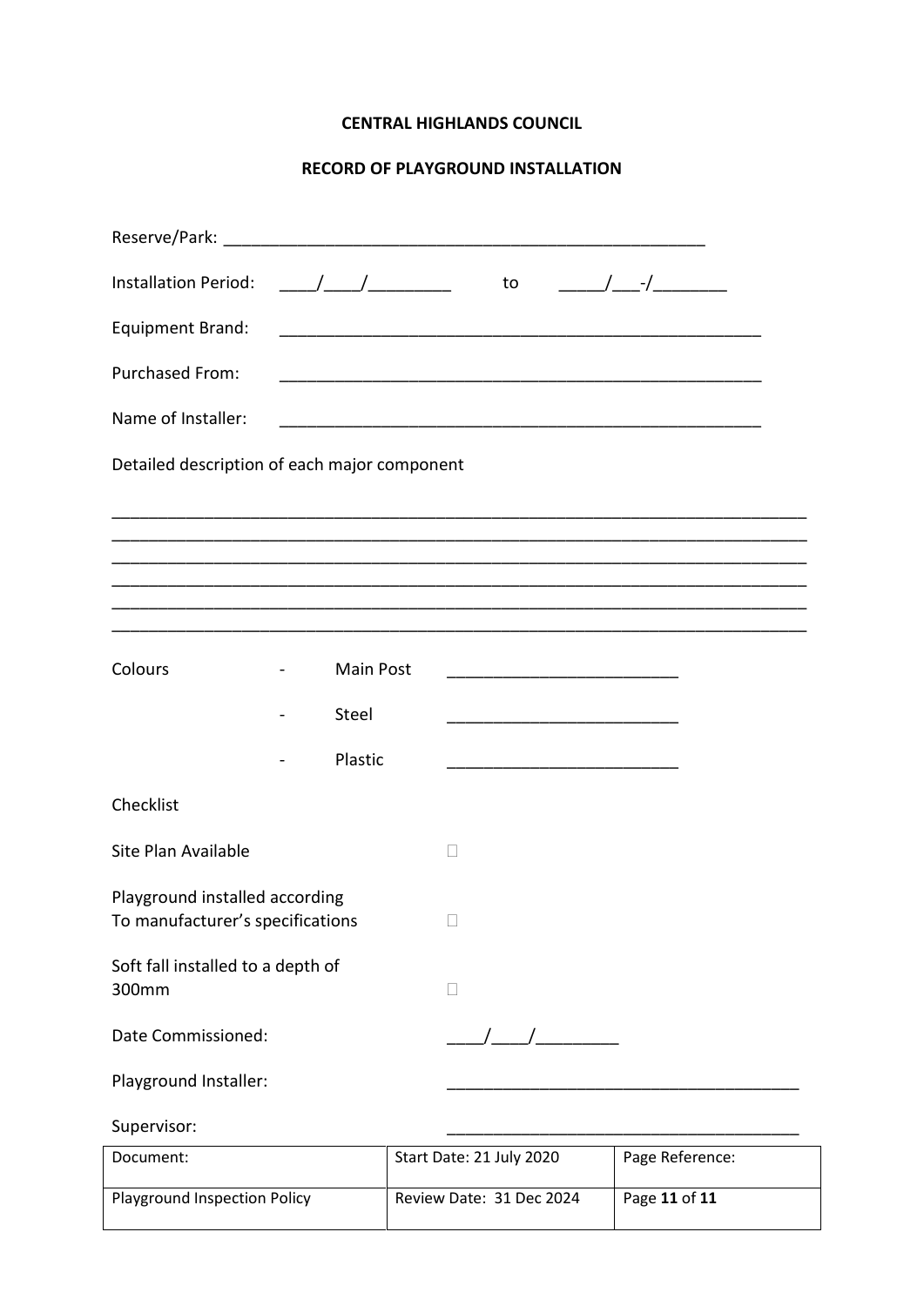**CENTRAL HIGHLANDS COUNCIL**

**RECORD OF PLAYGROUND INSTALLATION**

Reserve/Park: ______________________________________________________

Installation Period: ____/____/_________ to _____/___-/________

Equipment Brand: ______________________________________________________

Purchased From: ______________________________________________________

Name of Installer: ______________________________________________________

Detailed description of each major component

____________________________________________________________________________
____________________________________________________________________________
____________________________________________________________________________
____________________________________________________________________________
____________________________________________________________________________
____________________________________________________________________________

Colours - Main Post _________________________

- Steel _________________________

- Plastic _________________________

Checklist

Site Plan Available ☐

Playground installed according
To manufacturer's specifications ☐

Soft fall installed to a depth of
300mm ☐

Date Commissioned: ____/____/_________

Playground Installer: _______________________________________

Supervisor: _______________________________________

| | | |
|---|---|---|
| Document: | Start Date: 21 July 2020 | Page Reference: |
| Playground Inspection Policy | Review Date: 31 Dec 2024 | Page **11** of **11** |